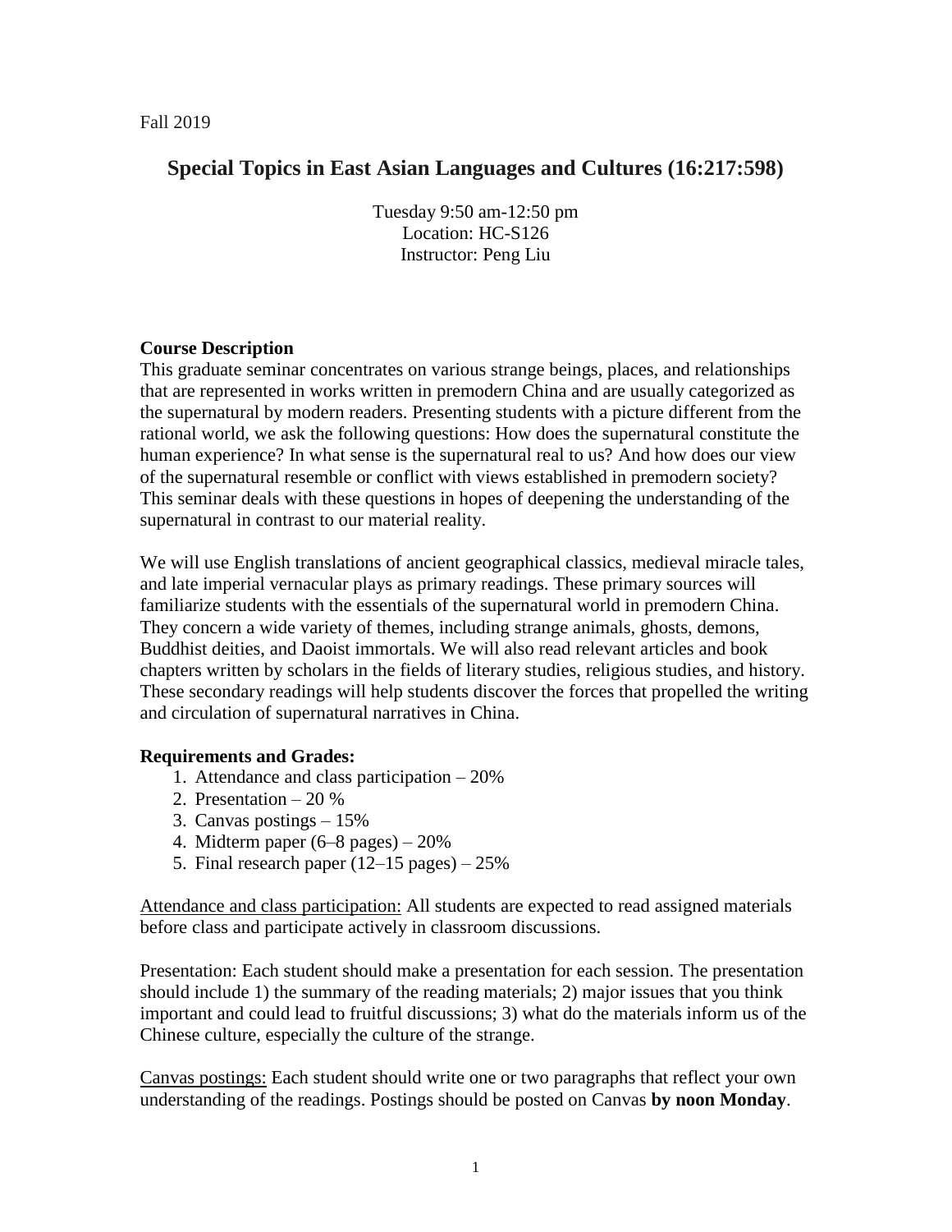Fall 2019

# Special Topics in East Asian Languages and Cultures (16:217:598)

Tuesday 9:50 am-12:50 pm
Location: HC-S126
Instructor: Peng Liu

## Course Description

This graduate seminar concentrates on various strange beings, places, and relationships that are represented in works written in premodern China and are usually categorized as the supernatural by modern readers. Presenting students with a picture different from the rational world, we ask the following questions: How does the supernatural constitute the human experience? In what sense is the supernatural real to us? And how does our view of the supernatural resemble or conflict with views established in premodern society? This seminar deals with these questions in hopes of deepening the understanding of the supernatural in contrast to our material reality.

We will use English translations of ancient geographical classics, medieval miracle tales, and late imperial vernacular plays as primary readings. These primary sources will familiarize students with the essentials of the supernatural world in premodern China. They concern a wide variety of themes, including strange animals, ghosts, demons, Buddhist deities, and Daoist immortals. We will also read relevant articles and book chapters written by scholars in the fields of literary studies, religious studies, and history. These secondary readings will help students discover the forces that propelled the writing and circulation of supernatural narratives in China.

## Requirements and Grades:

1. Attendance and class participation – 20%
2. Presentation – 20 %
3. Canvas postings – 15%
4. Midterm paper (6–8 pages) – 20%
5. Final research paper (12–15 pages) – 25%

<u>Attendance and class participation:</u> All students are expected to read assigned materials before class and participate actively in classroom discussions.

Presentation: Each student should make a presentation for each session. The presentation should include 1) the summary of the reading materials; 2) major issues that you think important and could lead to fruitful discussions; 3) what do the materials inform us of the Chinese culture, especially the culture of the strange.

<u>Canvas postings:</u> Each student should write one or two paragraphs that reflect your own understanding of the readings. Postings should be posted on Canvas **by noon Monday**.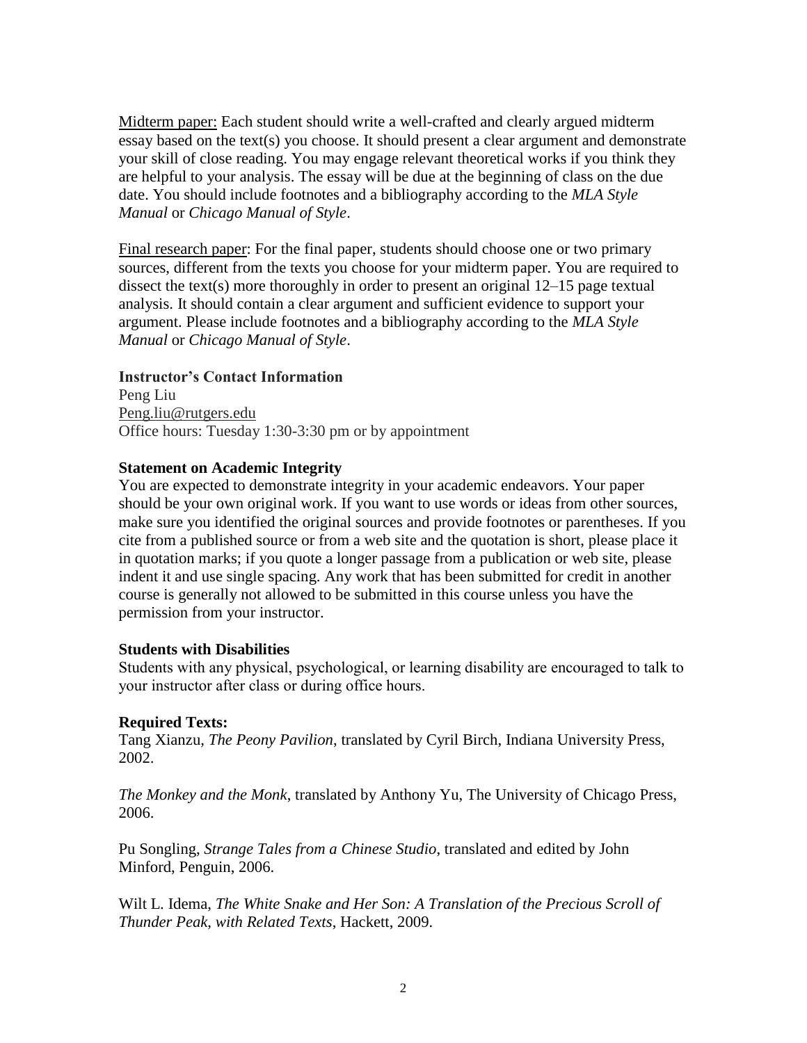Midterm paper: Each student should write a well-crafted and clearly argued midterm essay based on the text(s) you choose. It should present a clear argument and demonstrate your skill of close reading. You may engage relevant theoretical works if you think they are helpful to your analysis. The essay will be due at the beginning of class on the due date. You should include footnotes and a bibliography according to the *MLA Style Manual* or *Chicago Manual of Style*.

Final research paper: For the final paper, students should choose one or two primary sources, different from the texts you choose for your midterm paper. You are required to dissect the text(s) more thoroughly in order to present an original 12–15 page textual analysis. It should contain a clear argument and sufficient evidence to support your argument. Please include footnotes and a bibliography according to the *MLA Style Manual* or *Chicago Manual of Style*.

**Instructor's Contact Information**

Peng Liu
Peng.liu@rutgers.edu
Office hours: Tuesday 1:30-3:30 pm or by appointment

**Statement on Academic Integrity**

You are expected to demonstrate integrity in your academic endeavors. Your paper should be your own original work. If you want to use words or ideas from other sources, make sure you identified the original sources and provide footnotes or parentheses. If you cite from a published source or from a web site and the quotation is short, please place it in quotation marks; if you quote a longer passage from a publication or web site, please indent it and use single spacing. Any work that has been submitted for credit in another course is generally not allowed to be submitted in this course unless you have the permission from your instructor.

**Students with Disabilities**

Students with any physical, psychological, or learning disability are encouraged to talk to your instructor after class or during office hours.

**Required Texts:**

Tang Xianzu, *The Peony Pavilion*, translated by Cyril Birch, Indiana University Press, 2002.

*The Monkey and the Monk*, translated by Anthony Yu, The University of Chicago Press, 2006.

Pu Songling, *Strange Tales from a Chinese Studio*, translated and edited by John Minford, Penguin, 2006.

Wilt L. Idema, *The White Snake and Her Son: A Translation of the Precious Scroll of Thunder Peak, with Related Texts*, Hackett, 2009.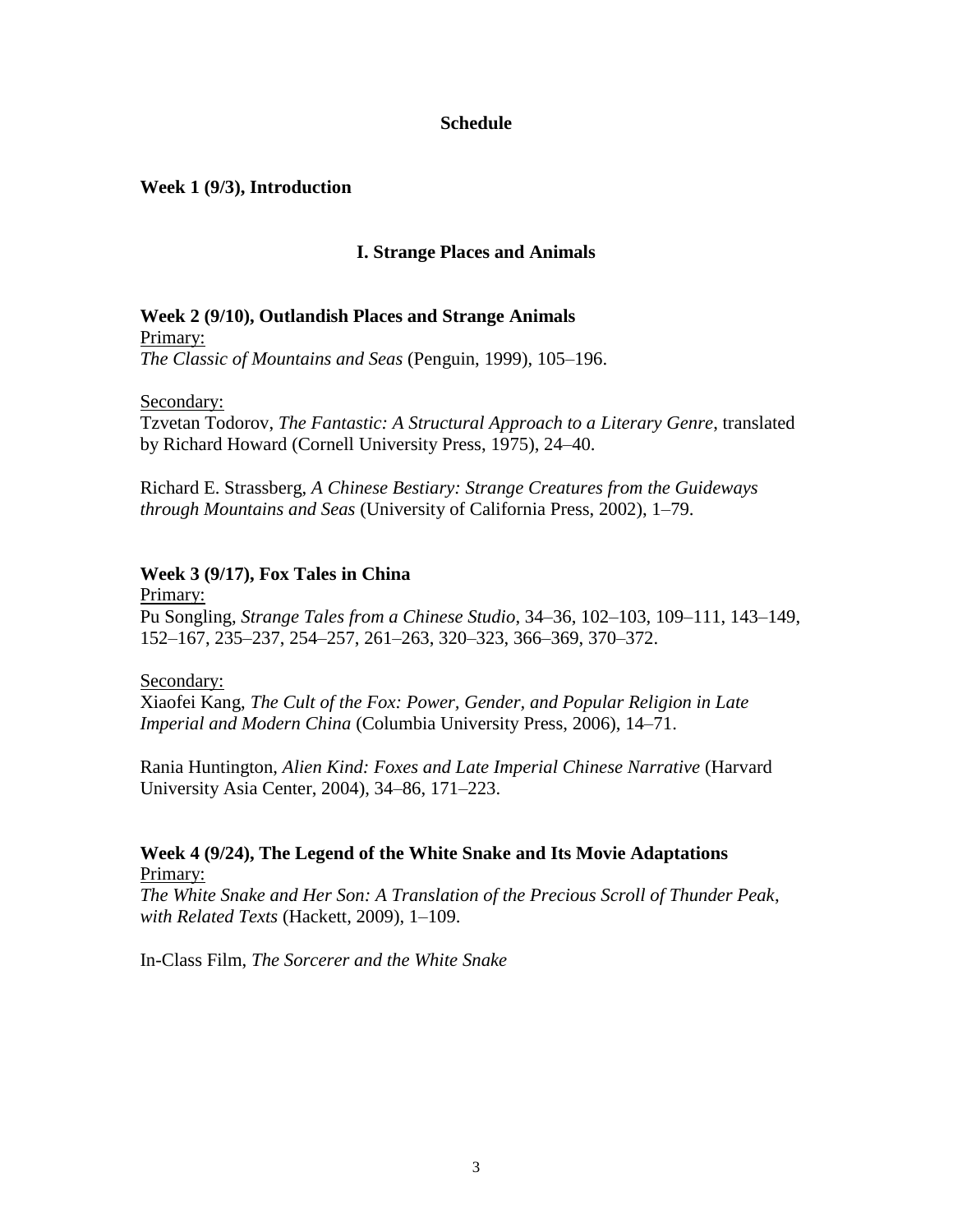## Schedule

### Week 1 (9/3), Introduction

## I. Strange Places and Animals

### Week 2 (9/10), Outlandish Places and Strange Animals

Primary:
*The Classic of Mountains and Seas* (Penguin, 1999), 105–196.

Secondary:
Tzvetan Todorov, *The Fantastic: A Structural Approach to a Literary Genre*, translated by Richard Howard (Cornell University Press, 1975), 24–40.

Richard E. Strassberg, *A Chinese Bestiary: Strange Creatures from the Guideways through Mountains and Seas* (University of California Press, 2002), 1–79.

### Week 3 (9/17), Fox Tales in China

Primary:
Pu Songling, *Strange Tales from a Chinese Studio*, 34–36, 102–103, 109–111, 143–149, 152–167, 235–237, 254–257, 261–263, 320–323, 366–369, 370–372.

Secondary:
Xiaofei Kang, *The Cult of the Fox: Power, Gender, and Popular Religion in Late Imperial and Modern China* (Columbia University Press, 2006), 14–71.

Rania Huntington, *Alien Kind: Foxes and Late Imperial Chinese Narrative* (Harvard University Asia Center, 2004), 34–86, 171–223.

### Week 4 (9/24), The Legend of the White Snake and Its Movie Adaptations

Primary:
*The White Snake and Her Son: A Translation of the Precious Scroll of Thunder Peak, with Related Texts* (Hackett, 2009), 1–109.

In-Class Film, *The Sorcerer and the White Snake*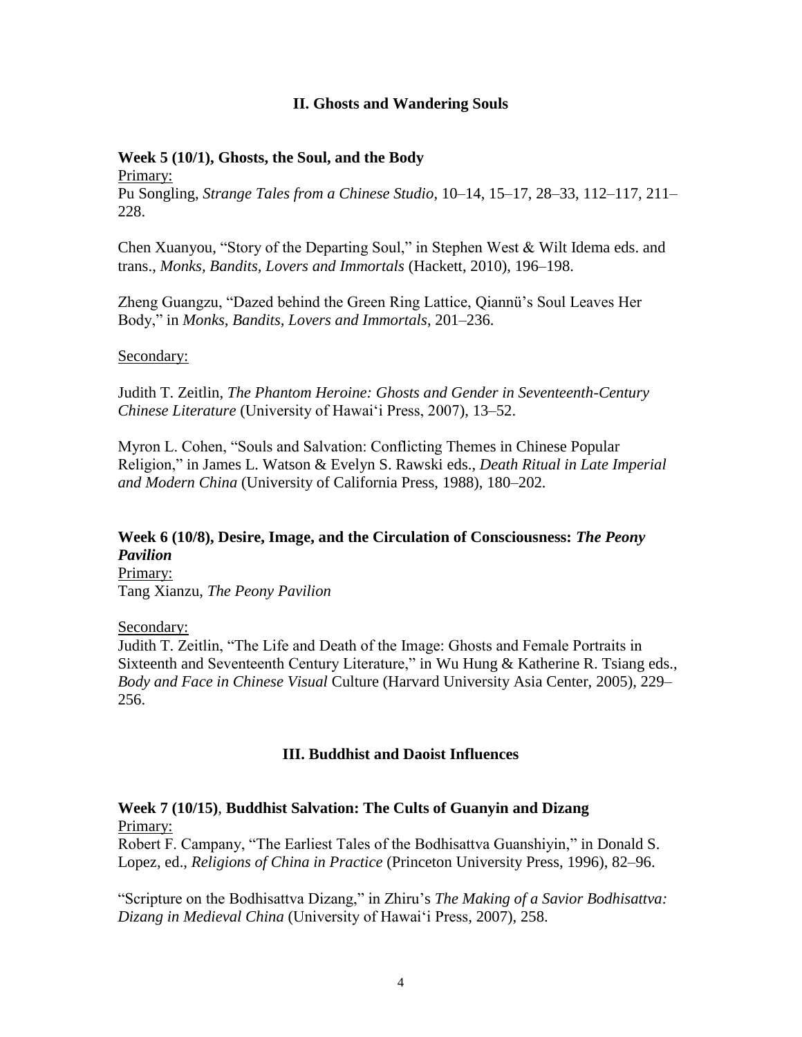## II. Ghosts and Wandering Souls

### Week 5 (10/1), Ghosts, the Soul, and the Body

Primary:

Pu Songling, *Strange Tales from a Chinese Studio*, 10–14, 15–17, 28–33, 112–117, 211–228.

Chen Xuanyou, "Story of the Departing Soul," in Stephen West & Wilt Idema eds. and trans., *Monks, Bandits, Lovers and Immortals* (Hackett, 2010), 196–198.

Zheng Guangzu, "Dazed behind the Green Ring Lattice, Qiannü's Soul Leaves Her Body," in *Monks, Bandits, Lovers and Immortals*, 201–236.

Secondary:

Judith T. Zeitlin, *The Phantom Heroine: Ghosts and Gender in Seventeenth-Century Chinese Literature* (University of Hawai'i Press, 2007), 13–52.

Myron L. Cohen, "Souls and Salvation: Conflicting Themes in Chinese Popular Religion," in James L. Watson & Evelyn S. Rawski eds., *Death Ritual in Late Imperial and Modern China* (University of California Press, 1988), 180–202.

### Week 6 (10/8), Desire, Image, and the Circulation of Consciousness: *The Peony Pavilion*

Primary:

Tang Xianzu, *The Peony Pavilion*

Secondary:

Judith T. Zeitlin, "The Life and Death of the Image: Ghosts and Female Portraits in Sixteenth and Seventeenth Century Literature," in Wu Hung & Katherine R. Tsiang eds., *Body and Face in Chinese Visual* Culture (Harvard University Asia Center, 2005), 229–256.

## III. Buddhist and Daoist Influences

### Week 7 (10/15), Buddhist Salvation: The Cults of Guanyin and Dizang

Primary:

Robert F. Campany, "The Earliest Tales of the Bodhisattva Guanshiyin," in Donald S. Lopez, ed., *Religions of China in Practice* (Princeton University Press, 1996), 82–96.

"Scripture on the Bodhisattva Dizang," in Zhiru's *The Making of a Savior Bodhisattva: Dizang in Medieval China* (University of Hawai'i Press, 2007), 258.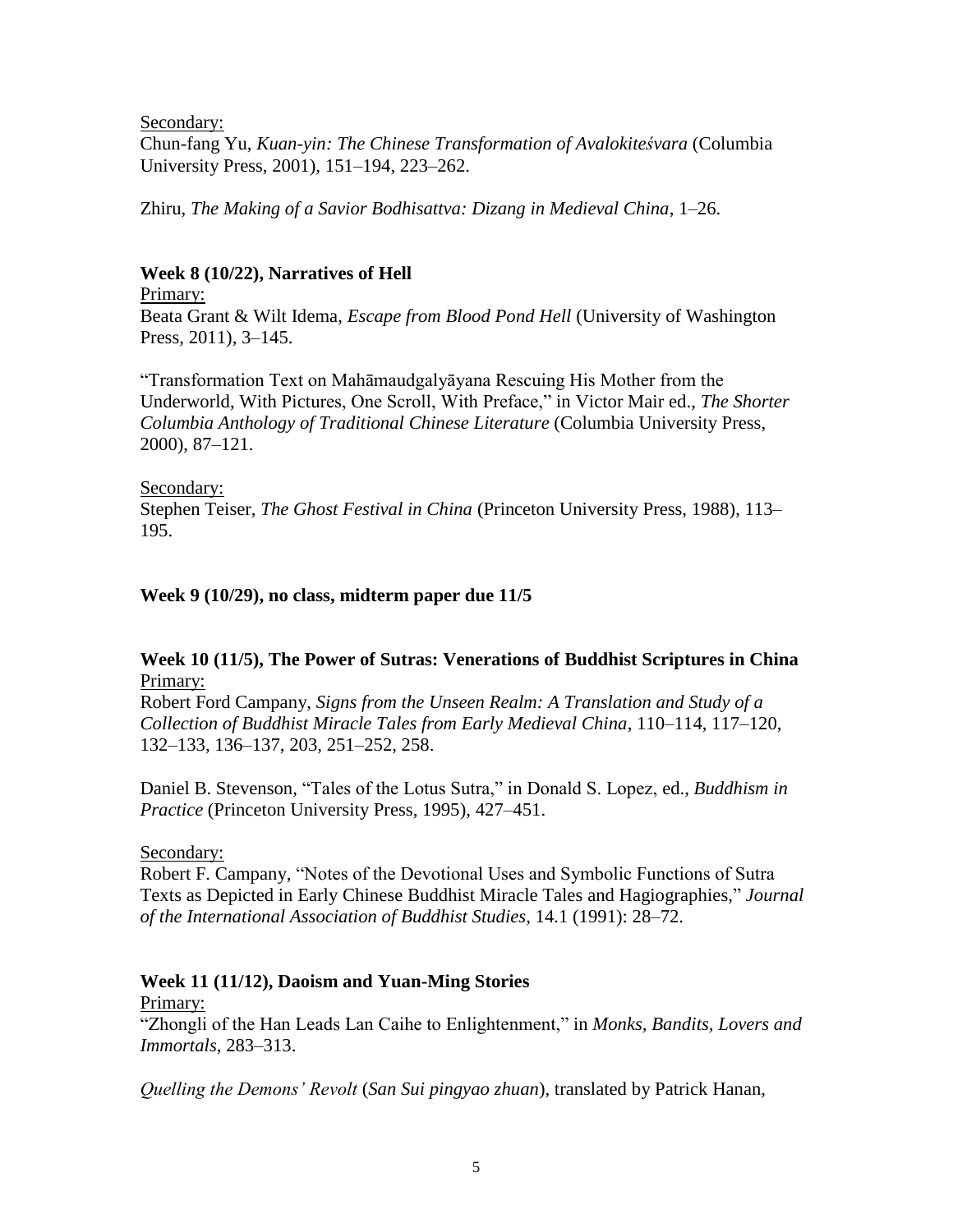Secondary:

Chun-fang Yu, *Kuan-yin: The Chinese Transformation of Avalokiteśvara* (Columbia University Press, 2001), 151–194, 223–262.

Zhiru, *The Making of a Savior Bodhisattva: Dizang in Medieval China*, 1–26.

**Week 8 (10/22), Narratives of Hell**

Primary:

Beata Grant & Wilt Idema, *Escape from Blood Pond Hell* (University of Washington Press, 2011), 3–145.

"Transformation Text on Mahāmaudgalyāyana Rescuing His Mother from the Underworld, With Pictures, One Scroll, With Preface," in Victor Mair ed., *The Shorter Columbia Anthology of Traditional Chinese Literature* (Columbia University Press, 2000), 87–121.

Secondary:

Stephen Teiser, *The Ghost Festival in China* (Princeton University Press, 1988), 113–195.

**Week 9 (10/29), no class, midterm paper due 11/5**

**Week 10 (11/5), The Power of Sutras: Venerations of Buddhist Scriptures in China**

Primary:

Robert Ford Campany, *Signs from the Unseen Realm: A Translation and Study of a Collection of Buddhist Miracle Tales from Early Medieval China*, 110–114, 117–120, 132–133, 136–137, 203, 251–252, 258.

Daniel B. Stevenson, "Tales of the Lotus Sutra," in Donald S. Lopez, ed., *Buddhism in Practice* (Princeton University Press, 1995), 427–451.

Secondary:

Robert F. Campany, "Notes of the Devotional Uses and Symbolic Functions of Sutra Texts as Depicted in Early Chinese Buddhist Miracle Tales and Hagiographies," *Journal of the International Association of Buddhist Studies*, 14.1 (1991): 28–72.

**Week 11 (11/12), Daoism and Yuan-Ming Stories**

Primary:

"Zhongli of the Han Leads Lan Caihe to Enlightenment," in *Monks, Bandits, Lovers and Immortals*, 283–313.

*Quelling the Demons' Revolt* (*San Sui pingyao zhuan*), translated by Patrick Hanan,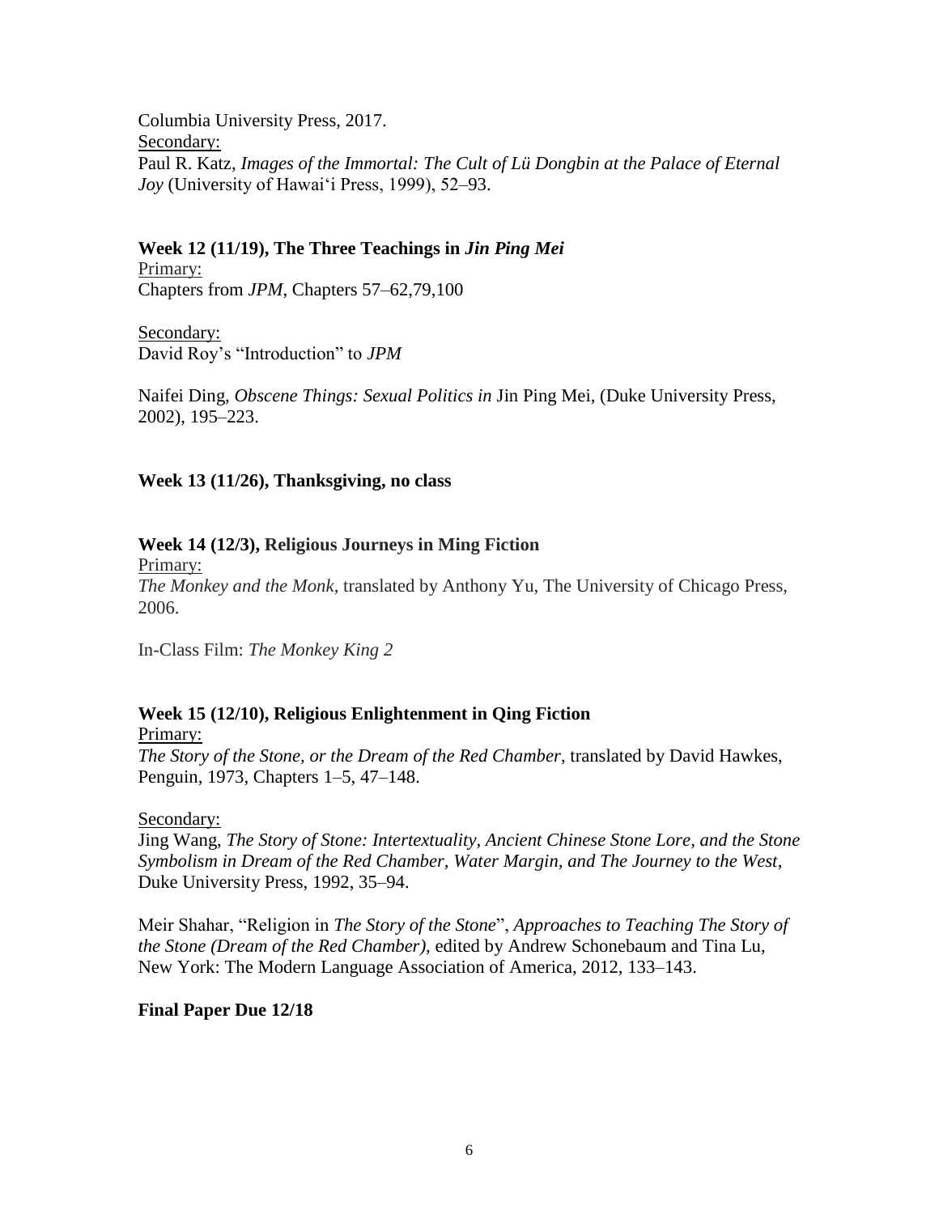Columbia University Press, 2017.

Secondary:

Paul R. Katz, *Images of the Immortal: The Cult of Lü Dongbin at the Palace of Eternal Joy* (University of Hawai'i Press, 1999), 52–93.

**Week 12 (11/19), The Three Teachings in *Jin Ping Mei***

Primary:

Chapters from *JPM*, Chapters 57–62,79,100

Secondary:

David Roy's "Introduction" to *JPM*

Naifei Ding, *Obscene Things: Sexual Politics in* Jin Ping Mei, (Duke University Press, 2002), 195–223.

**Week 13 (11/26), Thanksgiving, no class**

**Week 14 (12/3), Religious Journeys in Ming Fiction**

Primary:

*The Monkey and the Monk*, translated by Anthony Yu, The University of Chicago Press, 2006.

In-Class Film: *The Monkey King 2*

**Week 15 (12/10), Religious Enlightenment in Qing Fiction**

Primary:

*The Story of the Stone, or the Dream of the Red Chamber*, translated by David Hawkes, Penguin, 1973, Chapters 1–5, 47–148.

Secondary:

Jing Wang, *The Story of Stone: Intertextuality, Ancient Chinese Stone Lore, and the Stone Symbolism in Dream of the Red Chamber, Water Margin, and The Journey to the West*, Duke University Press, 1992, 35–94.

Meir Shahar, "Religion in *The Story of the Stone*", *Approaches to Teaching The Story of the Stone (Dream of the Red Chamber)*, edited by Andrew Schonebaum and Tina Lu, New York: The Modern Language Association of America, 2012, 133–143.

**Final Paper Due 12/18**